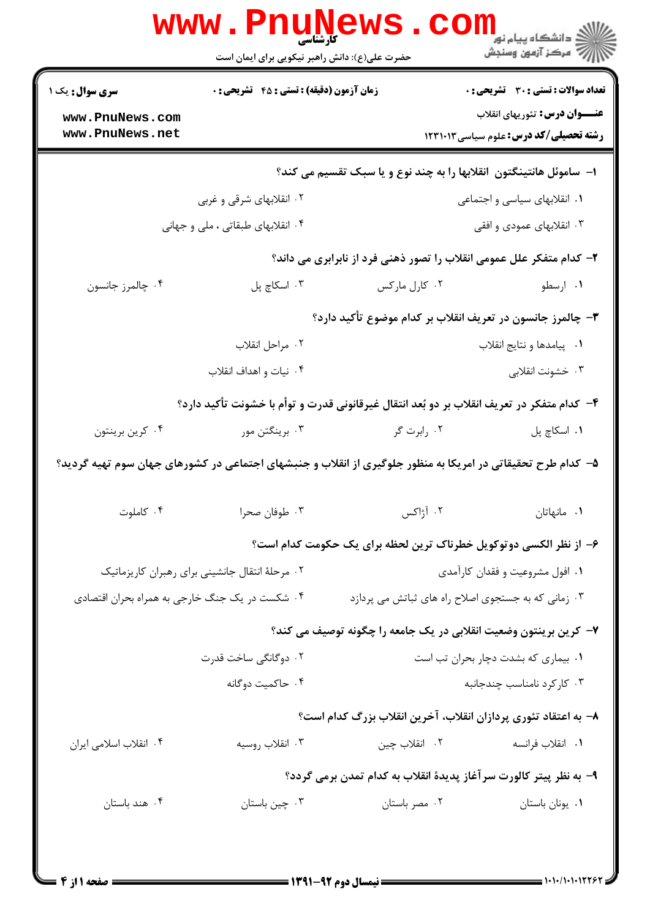کارشناسی

حضرت علی(ع): دانش راهبر نیکویی برای ایمان است

**سری سوال:** یک ۱

**زمان آزمون (دقیقه) : تستی : ۴۵ تشریحی : ۰**

**تعداد سوالات : تستی : ۳۰ تشریحی : ۰**

**عنـــوان درس:** تئوریهای انقلاب

**رشته تحصیلی/کد درس:** علوم سیاسی ۱۲۳۱۰۱۳

**۱- ساموئل هانتینگتون انقلابها را به چند نوع و یا سبک تقسیم می کند؟**

۱. انقلابهای سیاسی و اجتماعی
۲. انقلابهای شرقی و غربی
۳. انقلابهای عمودی و افقی
۴. انقلابهای طبقاتی ، ملی و جهانی

**۲- کدام متفکر علل عمومی انقلاب را تصور ذهنی فرد از نابرابری می داند؟**

۱. ارسطو
۲. کارل مارکس
۳. اسکاچ پل
۴. چالمرز جانسون

**۳- چالمرز جانسون در تعریف انقلاب بر کدام موضوع تأکید دارد؟**

۱. پیامدها و نتایج انقلاب
۲. مراحل انقلاب
۳. خشونت انقلابی
۴. نیات و اهداف انقلاب

**۴- کدام متفکر در تعریف انقلاب بر دو بُعد انتقال غیرقانونی قدرت و توأم با خشونت تأکید دارد؟**

۱. اسکاچ پل
۲. رابرت گر
۳. برینگتن مور
۴. کرین برینتون

**۵- کدام طرح تحقیقاتی در امریکا به منظور جلوگیری از انقلاب و جنبشهای اجتماعی در کشورهای جهان سوم تهیه گردید؟**

۱. مانهاتان
۲. آژاکس
۳. طوفان صحرا
۴. کاملوت

**۶- از نظر الکسی دوتوکویل خطرناک ترین لحظه برای یک حکومت کدام است؟**

۱. افول مشروعیت و فقدان کارآمدی
۲. مرحلهٔ انتقال جانشینی برای رهبران کاریزماتیک
۳. زمانی که به جستجوی اصلاح راه های ثباتش می پردازد
۴. شکست در یک جنگ خارجی به همراه بحران اقتصادی

**۷- کرین برینتون وضعیت انقلابی در یک جامعه را چگونه توصیف می کند؟**

۱. بیماری که بشدت دچار بحران تب است
۲. دوگانگی ساخت قدرت
۳. کارکرد نامناسب چندجانبه
۴. حاکمیت دوگانه

**۸- به اعتقاد تئوری پردازان انقلاب، آخرین انقلاب بزرگ کدام است؟**

۱. انقلاب فرانسه
۲. انقلاب چین
۳. انقلاب روسیه
۴. انقلاب اسلامی ایران

**۹- به نظر پیتر کالورت سرآغاز پدیدهٔ انقلاب به کدام تمدن برمی گردد؟**

۱. یونان باستان
۲. مصر باستان
۳. چین باستان
۴. هند باستان

نیمسال دوم ۹۲-۱۳۹۱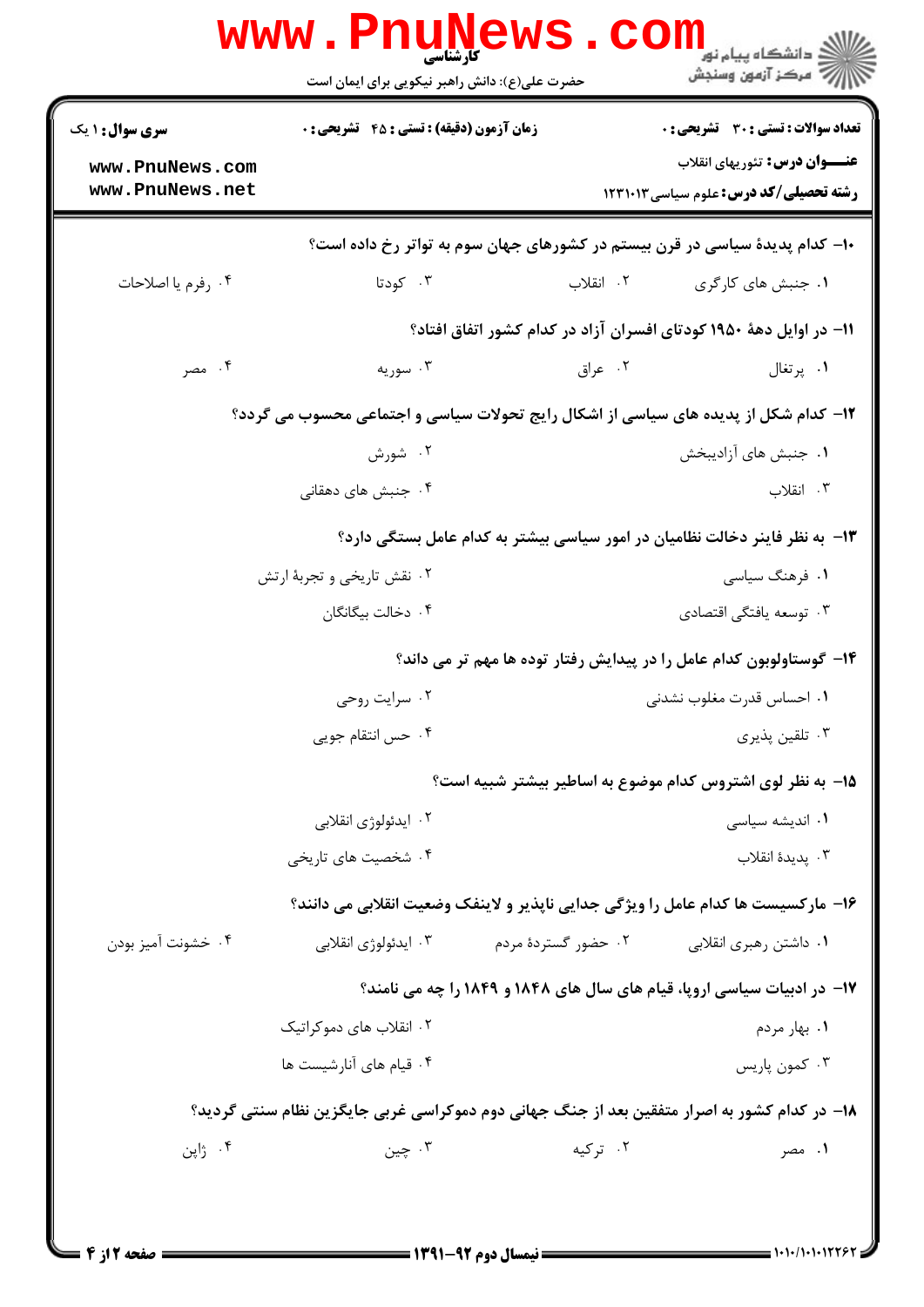**سری سوال:** ۱ یک | **زمان آزمون (دقیقه) : تستی :** ۴۵ **تشریحی :** ۰ | **تعداد سوالات : تستی :** ۳۰ **تشریحی :** ۰

**عنـــوان درس:** تئوریهای انقلاب

**رشته تحصیلی/کد درس:** علوم سیاسی ۱۲۳۱۰۱۳

۱۰- کدام پدیدهٔ سیاسی در قرن بیستم در کشورهای جهان سوم به تواتر رخ داده است؟

۱. جنبش های کارگری
۲. انقلاب
۳. کودتا
۴. رفرم یا اصلاحات

۱۱- در اوایل دههٔ ۱۹۵۰ کودتای افسران آزاد در کدام کشور اتفاق افتاد؟

۱. پرتغال
۲. عراق
۳. سوریه
۴. مصر

۱۲- کدام شکل از پدیده های سیاسی از اشکال رایج تحولات سیاسی و اجتماعی محسوب می گردد؟

۱. جنبش های آزادیبخش
۲. شورش
۳. انقلاب
۴. جنبش های دهقانی

۱۳- به نظر فاینر دخالت نظامیان در امور سیاسی بیشتر به کدام عامل بستگی دارد؟

۱. فرهنگ سیاسی
۲. نقش تاریخی و تجربهٔ ارتش
۳. توسعه یافتگی اقتصادی
۴. دخالت بیگانگان

۱۴- گوستاولوبون کدام عامل را در پیدایش رفتار توده ها مهم تر می داند؟

۱. احساس قدرت مغلوب نشدنی
۲. سرایت روحی
۳. تلقین پذیری
۴. حس انتقام جویی

۱۵- به نظر لوی اشتروس کدام موضوع به اساطیر بیشتر شبیه است؟

۱. اندیشه سیاسی
۲. ایدئولوژی انقلابی
۳. پدیدهٔ انقلاب
۴. شخصیت های تاریخی

۱۶- مارکسیست ها کدام عامل را ویژگی جدایی ناپذیر و لاینفک وضعیت انقلابی می دانند؟

۱. داشتن رهبری انقلابی
۲. حضور گستردهٔ مردم
۳. ایدئولوژی انقلابی
۴. خشونت آمیز بودن

۱۷- در ادبیات سیاسی اروپا، قیام های سال های ۱۸۴۸ و ۱۸۴۹ را چه می نامند؟

۱. بهار مردم
۲. انقلاب های دموکراتیک
۳. کمون پاریس
۴. قیام های آنارشیست ها

۱۸- در کدام کشور به اصرار متفقین بعد از جنگ جهانی دوم دموکراسی غربی جایگزین نظام سنتی گردید؟

۱. مصر
۲. ترکیه
۳. چین
۴. ژاپن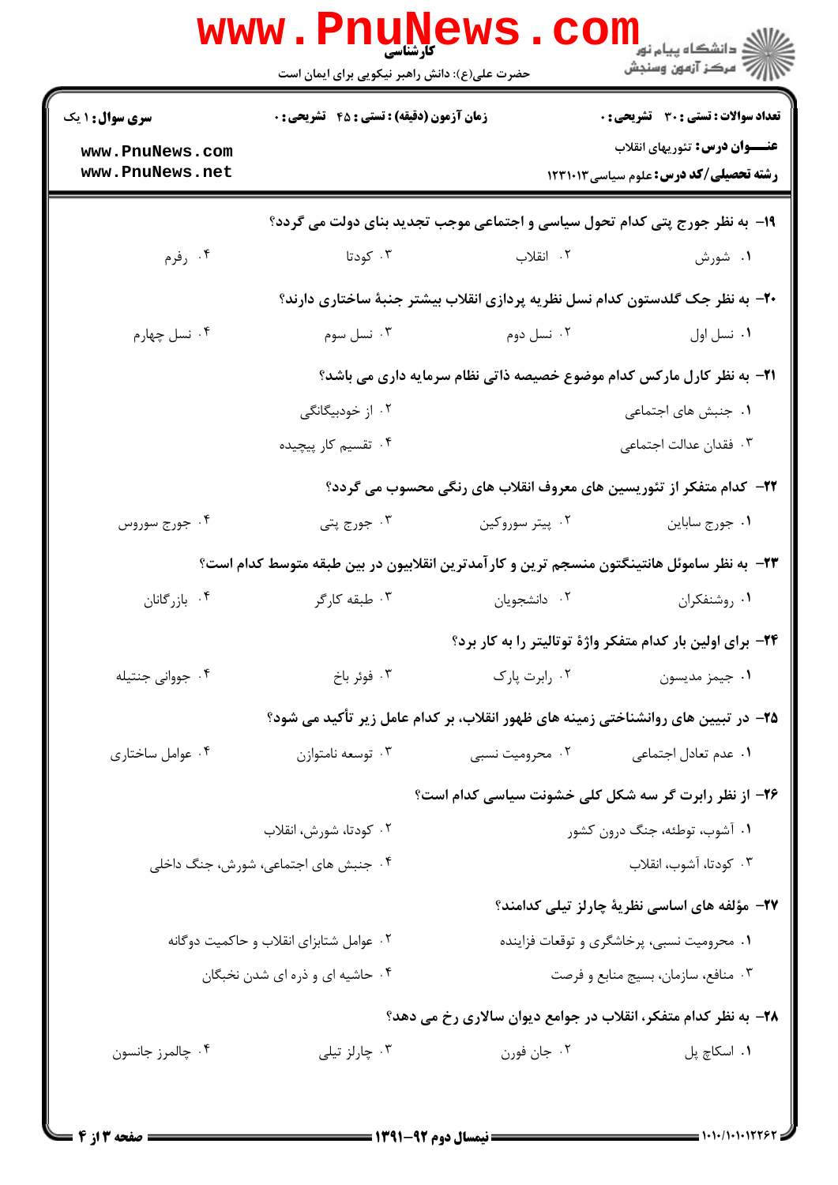کارشناسی

حضرت علی(ع): دانش راهبر نیکویی برای ایمان است

**سری سوال:** ۱ یک | **زمان آزمون (دقیقه) : تستی :** ۴۵ **تشریحی :** ۰ | **تعداد سوالات : تستی :** ۳۰ **تشریحی :** ۰

**عنــــوان درس:** تئوریهای انقلاب

**رشته تحصیلی/کد درس:** علوم سیاسی ۱۲۳۱۰۱۳

۱۹- به نظر جورج پتی کدام تحول سیاسی و اجتماعی موجب تجدید بنای دولت می گردد؟

۱. شورش
۲. انقلاب
۳. کودتا
۴. رفرم

۲۰- به نظر جک گلدستون کدام نسل نظریه پردازی انقلاب بیشتر جنبهٔ ساختاری دارند؟

۱. نسل اول
۲. نسل دوم
۳. نسل سوم
۴. نسل چهارم

۲۱- به نظر کارل مارکس کدام موضوع خصیصه ذاتی نظام سرمایه داری می باشد؟

۱. جنبش های اجتماعی
۲. از خودبیگانگی
۳. فقدان عدالت اجتماعی
۴. تقسیم کار پیچیده

۲۲- کدام متفکر از تئوریسین های معروف انقلاب های رنگی محسوب می گردد؟

۱. جورج ساباین
۲. پیتر سوروکین
۳. جورج پتی
۴. جورج سوروس

۲۳- به نظر ساموئل هانتینگتون منسجم ترین و کارآمدترین انقلابیون در بین طبقه متوسط کدام است؟

۱. روشنفکران
۲. دانشجویان
۳. طبقه کارگر
۴. بازرگانان

۲۴- برای اولین بار کدام متفکر واژهٔ توتالیتر را به کار برد؟

۱. جیمز مدیسون
۲. رابرت پارک
۳. فوئر باخ
۴. جووانی جنتیله

۲۵- در تبیین های روانشناختی زمینه های ظهور انقلاب، بر کدام عامل زیر تأکید می شود؟

۱. عدم تعادل اجتماعی
۲. محرومیت نسبی
۳. توسعه نامتوازن
۴. عوامل ساختاری

۲۶- از نظر رابرت گر سه شکل کلی خشونت سیاسی کدام است؟

۱. آشوب، توطئه، جنگ درون کشور
۲. کودتا، شورش، انقلاب
۳. کودتا، آشوب، انقلاب
۴. جنبش های اجتماعی، شورش، جنگ داخلی

۲۷- مؤلفه های اساسی نظریهٔ چارلز تیلی کدامند؟

۱. محرومیت نسبی، پرخاشگری و توقعات فزاینده
۲. عوامل شتابزای انقلاب و حاکمیت دوگانه
۳. منافع، سازمان، بسیج منابع و فرصت
۴. حاشیه ای و ذره ای شدن نخبگان

۲۸- به نظر کدام متفکر، انقلاب در جوامع دیوان سالاری رخ می دهد؟

۱. اسکاچ پل
۲. جان فورن
۳. چارلز تیلی
۴. چالمرز جانسون

نیمسال دوم ۹۲-۱۳۹۱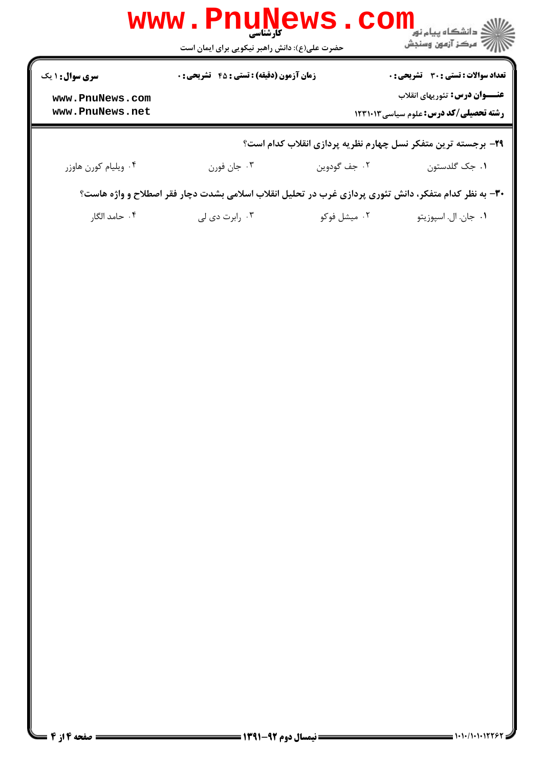۲۹- برجسته ترین متفکر نسل چهارم نظریه پردازی انقلاب کدام است؟

۱. جک گلدستون
۲. جف گودوین
۳. جان فورن
۴. ویلیام کورن هاوزر

۳۰- به نظر کدام متفکر، دانش تئوری پردازی غرب در تحلیل انقلاب اسلامی بشدت دچار فقر اصطلاح و واژه هاست؟

۱. جان. ال. اسپوزیتو
۲. میشل فوکو
۳. رابرت دی لی
۴. حامد الگار